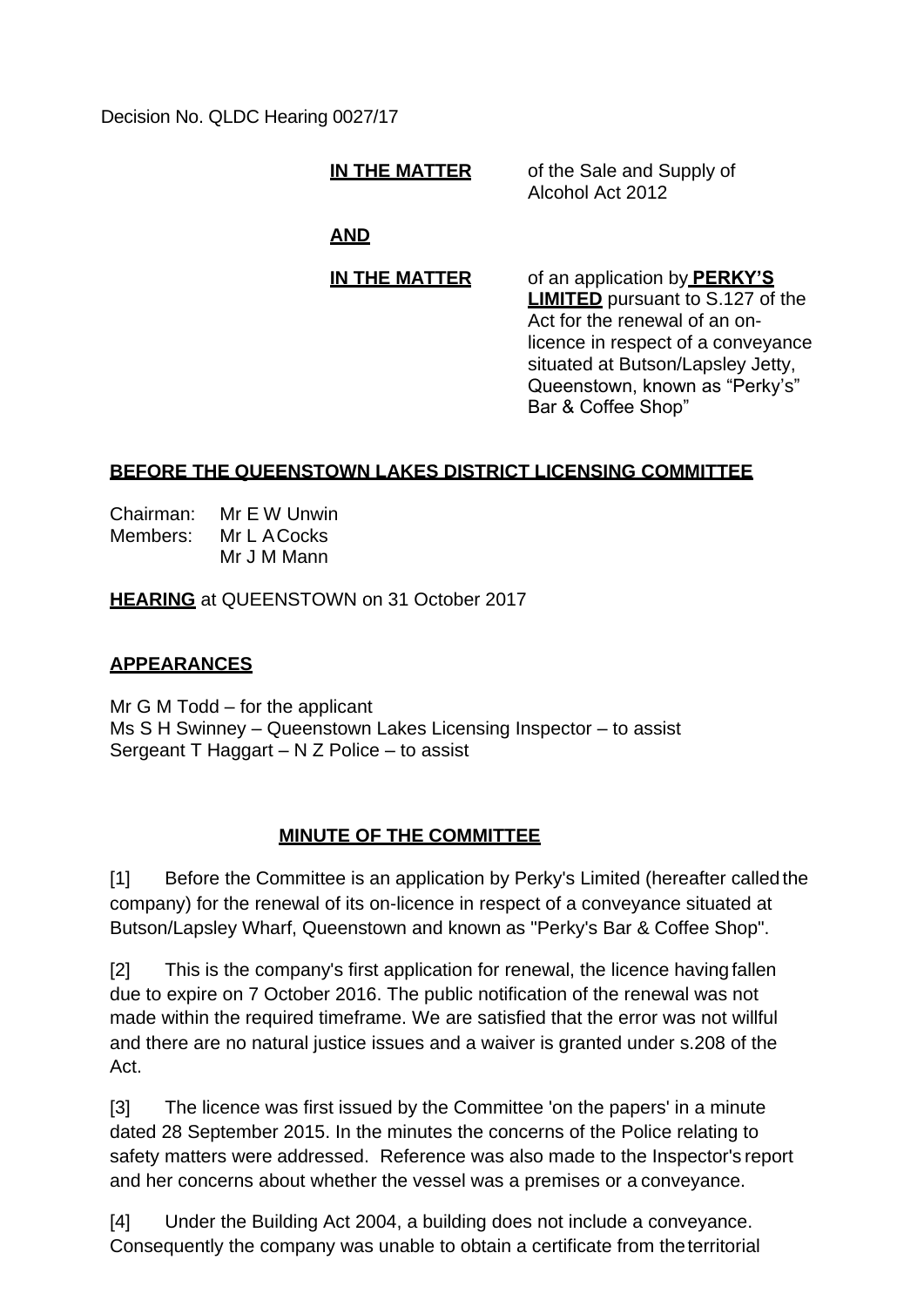Decision No. QLDC Hearing 0027/17

**IN THE MATTER** of the Sale and Supply of Alcohol Act 2012

**AND**

**IN THE MATTER** of an application by **PERKY'S LIMITED** pursuant to S.127 of the Act for the renewal of an on-licence in respect of a conveyance situated at Butson/Lapsley Jetty, Queenstown, known as "Perky's" Bar & Coffee Shop"

**BEFORE THE QUEENSTOWN LAKES DISTRICT LICENSING COMMITTEE**

Chairman: Mr E W Unwin
Members: Mr L A Cocks
Mr J M Mann

**HEARING** at QUEENSTOWN on 31 October 2017

**APPEARANCES**

Mr G M Todd – for the applicant
Ms S H Swinney – Queenstown Lakes Licensing Inspector – to assist
Sergeant T Haggart – N Z Police – to assist

**MINUTE OF THE COMMITTEE**

[1] Before the Committee is an application by Perky's Limited (hereafter called the company) for the renewal of its on-licence in respect of a conveyance situated at Butson/Lapsley Wharf, Queenstown and known as "Perky's Bar & Coffee Shop".

[2] This is the company's first application for renewal, the licence having fallen due to expire on 7 October 2016. The public notification of the renewal was not made within the required timeframe. We are satisfied that the error was not willful and there are no natural justice issues and a waiver is granted under s.208 of the Act.

[3] The licence was first issued by the Committee 'on the papers' in a minute dated 28 September 2015. In the minutes the concerns of the Police relating to safety matters were addressed. Reference was also made to the Inspector's report and her concerns about whether the vessel was a premises or a conveyance.

[4] Under the Building Act 2004, a building does not include a conveyance. Consequently the company was unable to obtain a certificate from the territorial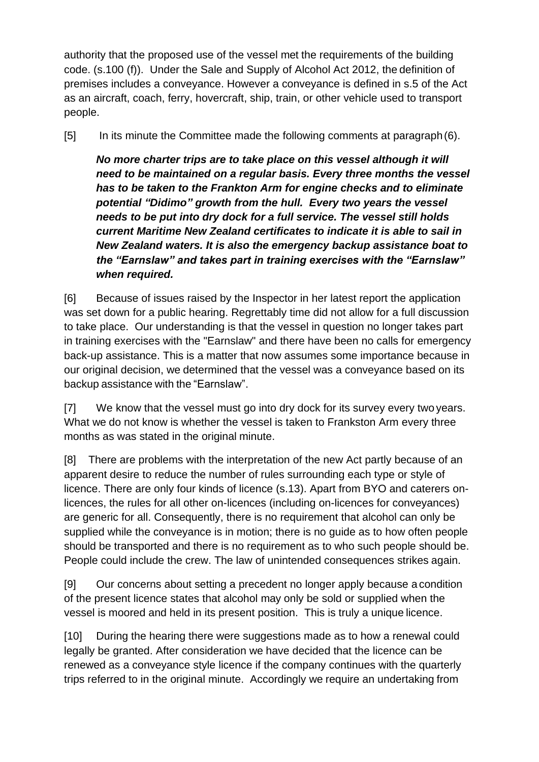authority that the proposed use of the vessel met the requirements of the building code. (s.100 (f)). Under the Sale and Supply of Alcohol Act 2012, the definition of premises includes a conveyance. However a conveyance is defined in s.5 of the Act as an aircraft, coach, ferry, hovercraft, ship, train, or other vehicle used to transport people.

[5] In its minute the Committee made the following comments at paragraph (6).

> ***No more charter trips are to take place on this vessel although it will need to be maintained on a regular basis. Every three months the vessel has to be taken to the Frankton Arm for engine checks and to eliminate potential "Didimo" growth from the hull. Every two years the vessel needs to be put into dry dock for a full service. The vessel still holds current Maritime New Zealand certificates to indicate it is able to sail in New Zealand waters. It is also the emergency backup assistance boat to the "Earnslaw" and takes part in training exercises with the "Earnslaw" when required.***

[6] Because of issues raised by the Inspector in her latest report the application was set down for a public hearing. Regrettably time did not allow for a full discussion to take place. Our understanding is that the vessel in question no longer takes part in training exercises with the "Earnslaw" and there have been no calls for emergency back-up assistance. This is a matter that now assumes some importance because in our original decision, we determined that the vessel was a conveyance based on its backup assistance with the "Earnslaw".

[7] We know that the vessel must go into dry dock for its survey every two years. What we do not know is whether the vessel is taken to Frankston Arm every three months as was stated in the original minute.

[8] There are problems with the interpretation of the new Act partly because of an apparent desire to reduce the number of rules surrounding each type or style of licence. There are only four kinds of licence (s.13). Apart from BYO and caterers on-licences, the rules for all other on-licences (including on-licences for conveyances) are generic for all. Consequently, there is no requirement that alcohol can only be supplied while the conveyance is in motion; there is no guide as to how often people should be transported and there is no requirement as to who such people should be. People could include the crew. The law of unintended consequences strikes again.

[9] Our concerns about setting a precedent no longer apply because a condition of the present licence states that alcohol may only be sold or supplied when the vessel is moored and held in its present position. This is truly a unique licence.

[10] During the hearing there were suggestions made as to how a renewal could legally be granted. After consideration we have decided that the licence can be renewed as a conveyance style licence if the company continues with the quarterly trips referred to in the original minute. Accordingly we require an undertaking from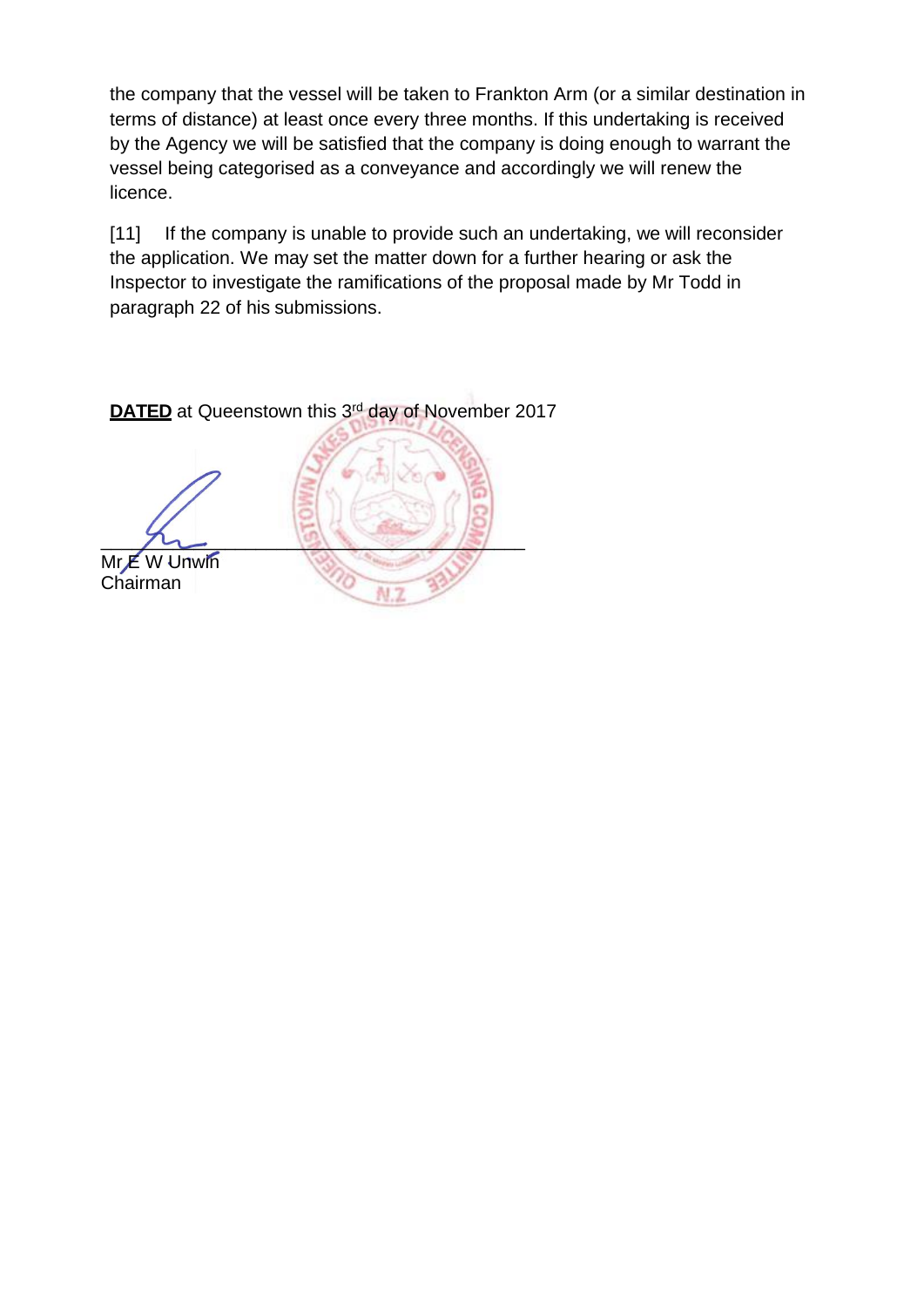the company that the vessel will be taken to Frankton Arm (or a similar destination in terms of distance) at least once every three months. If this undertaking is received by the Agency we will be satisfied that the company is doing enough to warrant the vessel being categorised as a conveyance and accordingly we will renew the licence.

[11] If the company is unable to provide such an undertaking, we will reconsider the application. We may set the matter down for a further hearing or ask the Inspector to investigate the ramifications of the proposal made by Mr Todd in paragraph 22 of his submissions.

**DATED** at Queenstown this 3rd day of November 2017

Mr E W Unwin
Chairman